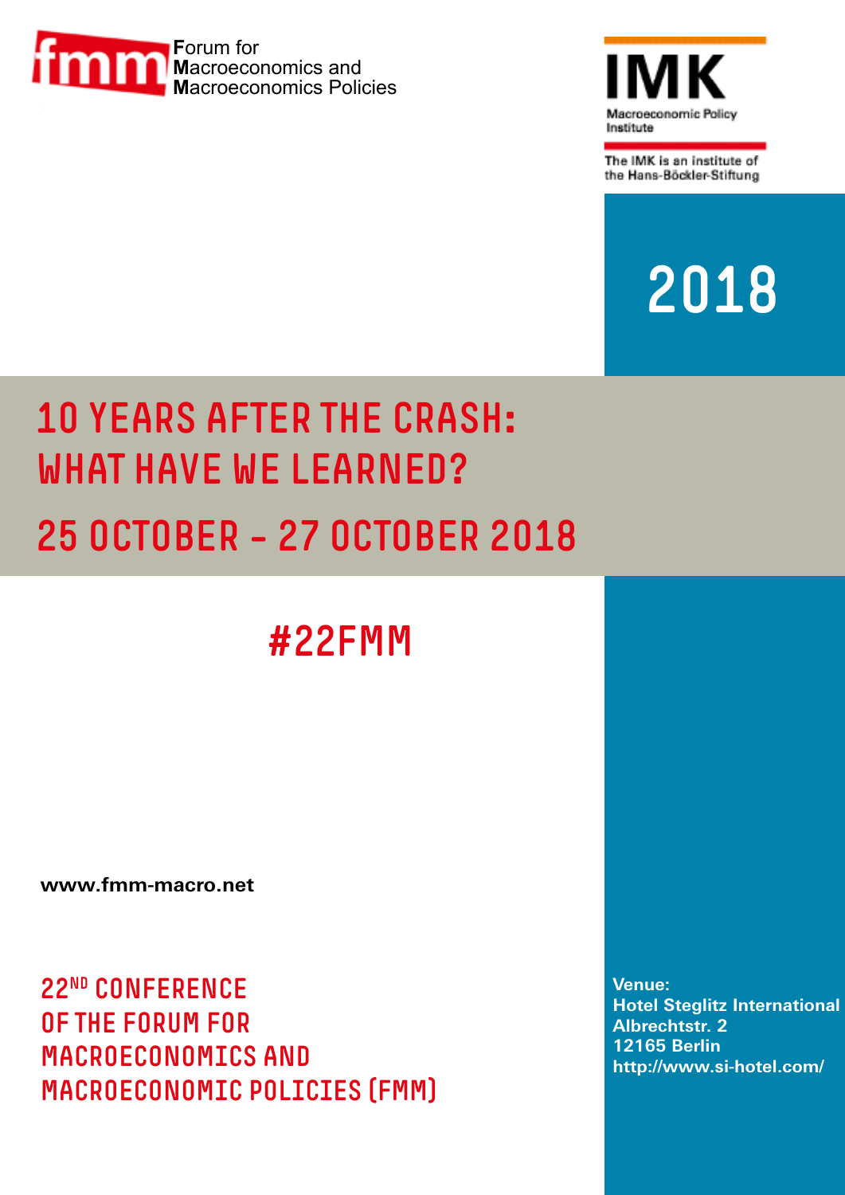fmm Forum for Macroeconomics and Macroeconomics Policies

IMK Macroeconomic Policy Institute

The IMK is an institute of the Hans-Böckler-Stiftung

2018

# 10 YEARS AFTER THE CRASH: WHAT HAVE WE LEARNED?

## 25 OCTOBER – 27 OCTOBER 2018

## #22FMM

**www.fmm-macro.net**

22ND CONFERENCE OF THE FORUM FOR MACROECONOMICS AND MACROECONOMIC POLICIES (FMM)

**Venue:**
**Hotel Steglitz International**
**Albrechtstr. 2**
**12165 Berlin**
**http://www.si-hotel.com/**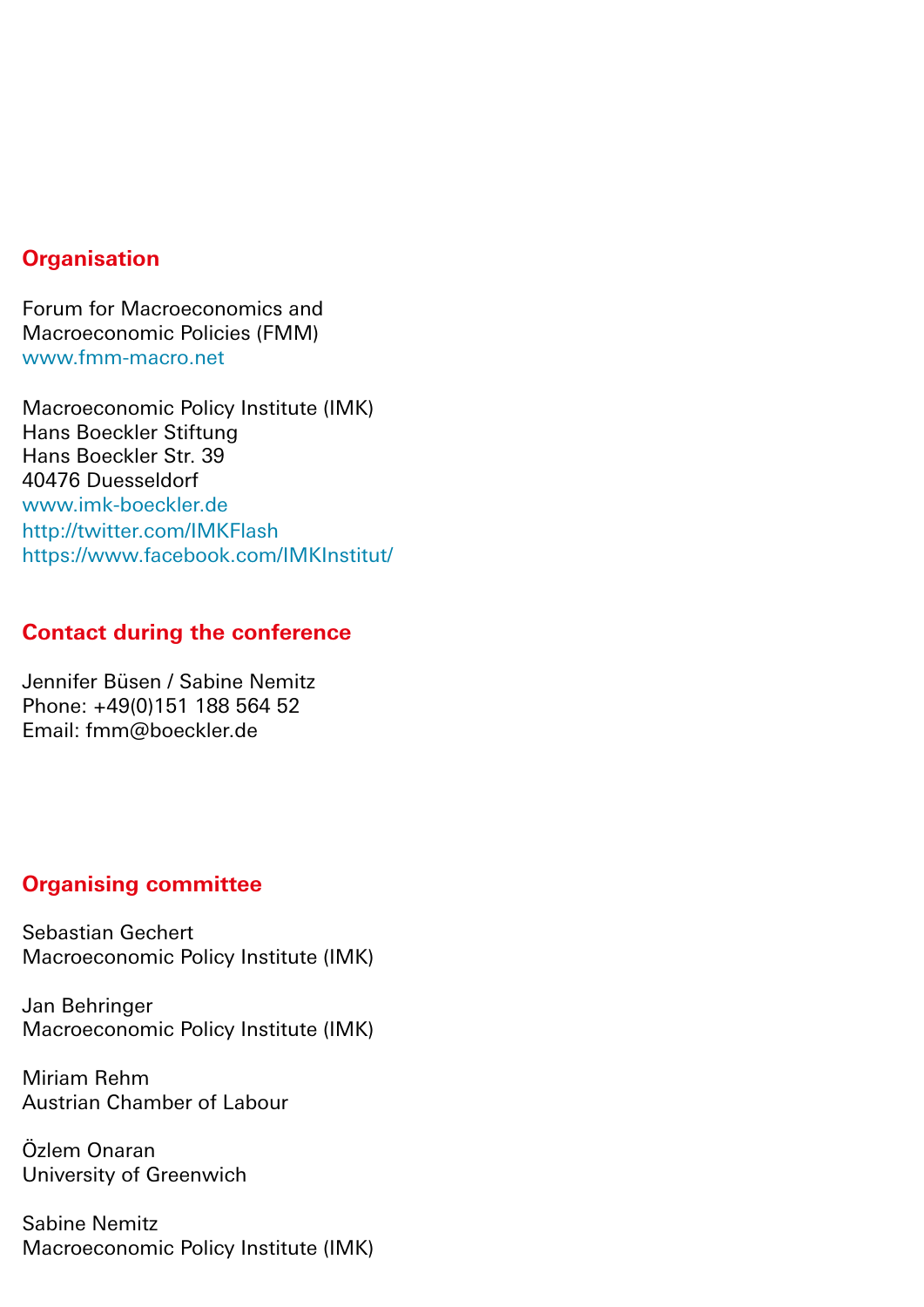## Organisation

Forum for Macroeconomics and
Macroeconomic Policies (FMM)
www.fmm-macro.net

Macroeconomic Policy Institute (IMK)
Hans Boeckler Stiftung
Hans Boeckler Str. 39
40476 Duesseldorf
www.imk-boeckler.de
http://twitter.com/IMKFlash
https://www.facebook.com/IMKInstitut/

## Contact during the conference

Jennifer Büsen / Sabine Nemitz
Phone: +49(0)151 188 564 52
Email: fmm@boeckler.de

## Organising committee

Sebastian Gechert
Macroeconomic Policy Institute (IMK)

Jan Behringer
Macroeconomic Policy Institute (IMK)

Miriam Rehm
Austrian Chamber of Labour

Özlem Onaran
University of Greenwich

Sabine Nemitz
Macroeconomic Policy Institute (IMK)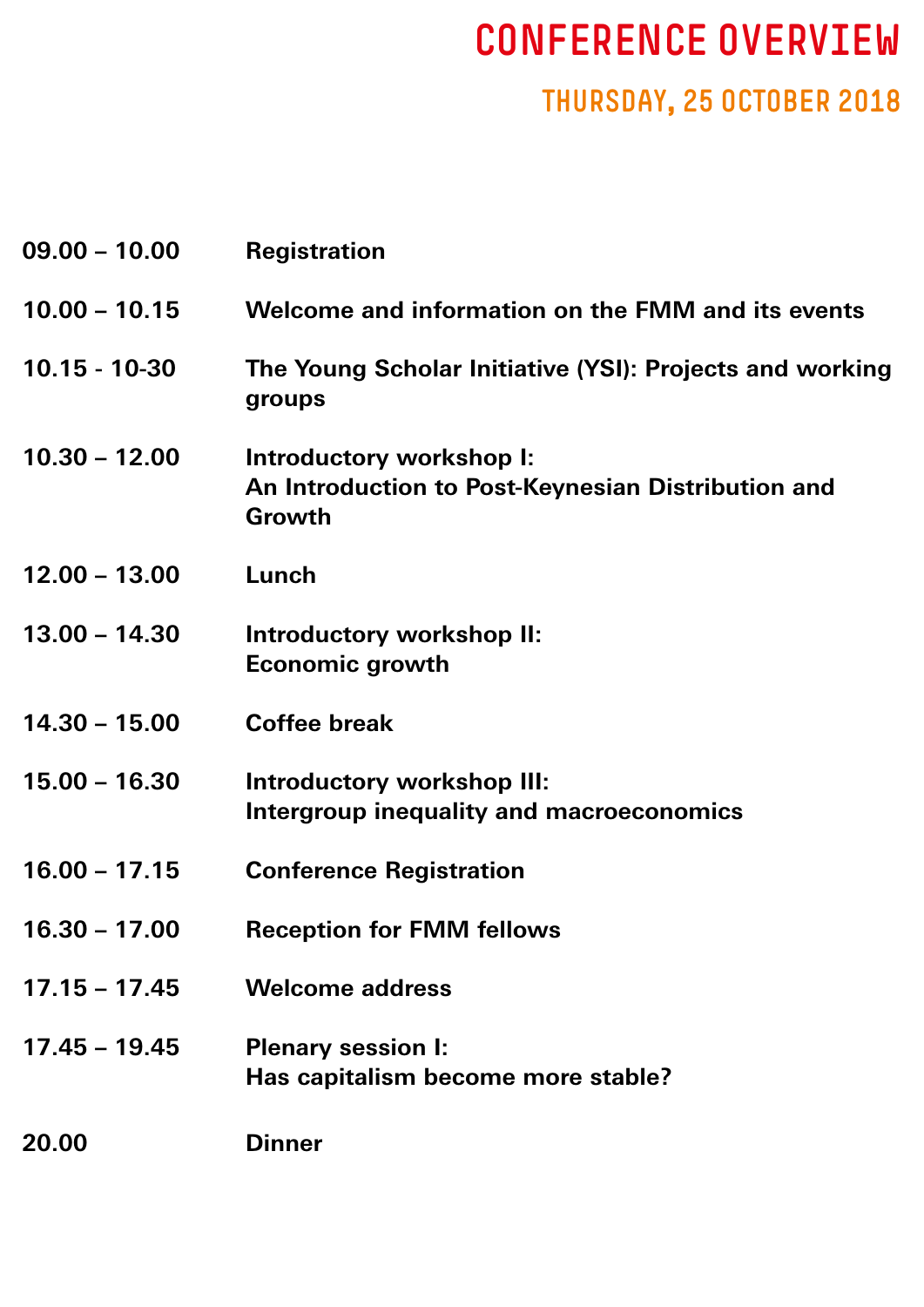# CONFERENCE OVERVIEW

## THURSDAY, 25 OCTOBER 2018

| | |
|---|---|
| **09.00 – 10.00** | **Registration** |
| **10.00 – 10.15** | **Welcome and information on the FMM and its events** |
| **10.15 - 10-30** | **The Young Scholar Initiative (YSI): Projects and working groups** |
| **10.30 – 12.00** | **Introductory workshop I:**<br>**An Introduction to Post-Keynesian Distribution and Growth** |
| **12.00 – 13.00** | **Lunch** |
| **13.00 – 14.30** | **Introductory workshop II:**<br>**Economic growth** |
| **14.30 – 15.00** | **Coffee break** |
| **15.00 – 16.30** | **Introductory workshop III:**<br>**Intergroup inequality and macroeconomics** |
| **16.00 – 17.15** | **Conference Registration** |
| **16.30 – 17.00** | **Reception for FMM fellows** |
| **17.15 – 17.45** | **Welcome address** |
| **17.45 – 19.45** | **Plenary session I:**<br>**Has capitalism become more stable?** |
| **20.00** | **Dinner** |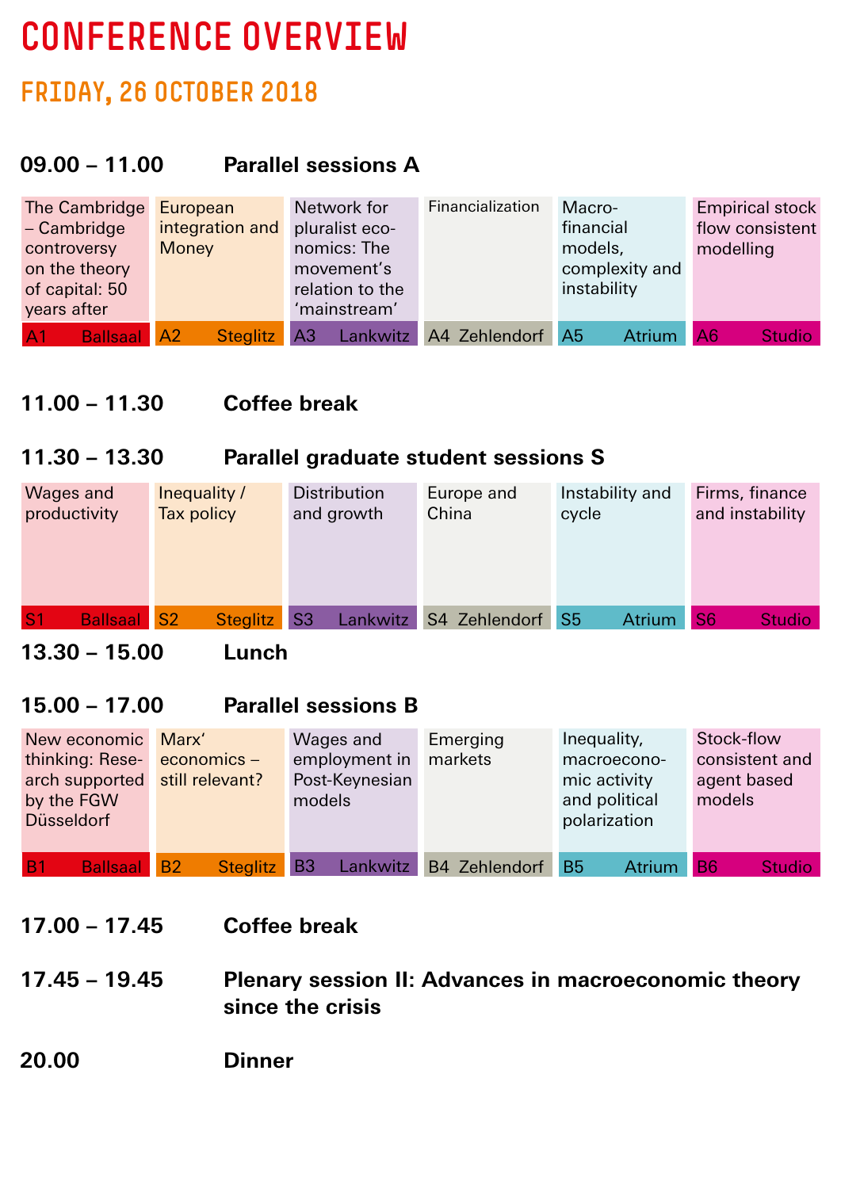# CONFERENCE OVERVIEW

## FRIDAY, 26 OCTOBER 2018

**09.00 – 11.00** **Parallel sessions A**

| Session | Title | Room |
|---|---|---|
| A1 | The Cambridge – Cambridge controversy on the theory of capital: 50 years after | Ballsaal |
| A2 | European integration and Money | Steglitz |
| A3 | Network for pluralist economics: The movement's relation to the 'mainstream' | Lankwitz |
| A4 | Financialization | Zehlendorf |
| A5 | Macro-financial models, complexity and instability | Atrium |
| A6 | Empirical stock flow consistent modelling | Studio |

**11.00 – 11.30** **Coffee break**

**11.30 – 13.30** **Parallel graduate student sessions S**

| Session | Title | Room |
|---|---|---|
| S1 | Wages and productivity | Ballsaal |
| S2 | Inequality / Tax policy | Steglitz |
| S3 | Distribution and growth | Lankwitz |
| S4 | Europe and China | Zehlendorf |
| S5 | Instability and cycle | Atrium |
| S6 | Firms, finance and instability | Studio |

**13.30 – 15.00** **Lunch**

**15.00 – 17.00** **Parallel sessions B**

| Session | Title | Room |
|---|---|---|
| B1 | New economic thinking: Research supported by the FGW Düsseldorf | Ballsaal |
| B2 | Marx' economics – still relevant? | Steglitz |
| B3 | Wages and employment in Post-Keynesian models | Lankwitz |
| B4 | Emerging markets | Zehlendorf |
| B5 | Inequality, macroeconomic activity and political polarization | Atrium |
| B6 | Stock-flow consistent and agent based models | Studio |

**17.00 – 17.45** **Coffee break**

**17.45 – 19.45** **Plenary session II: Advances in macroeconomic theory since the crisis**

**20.00** **Dinner**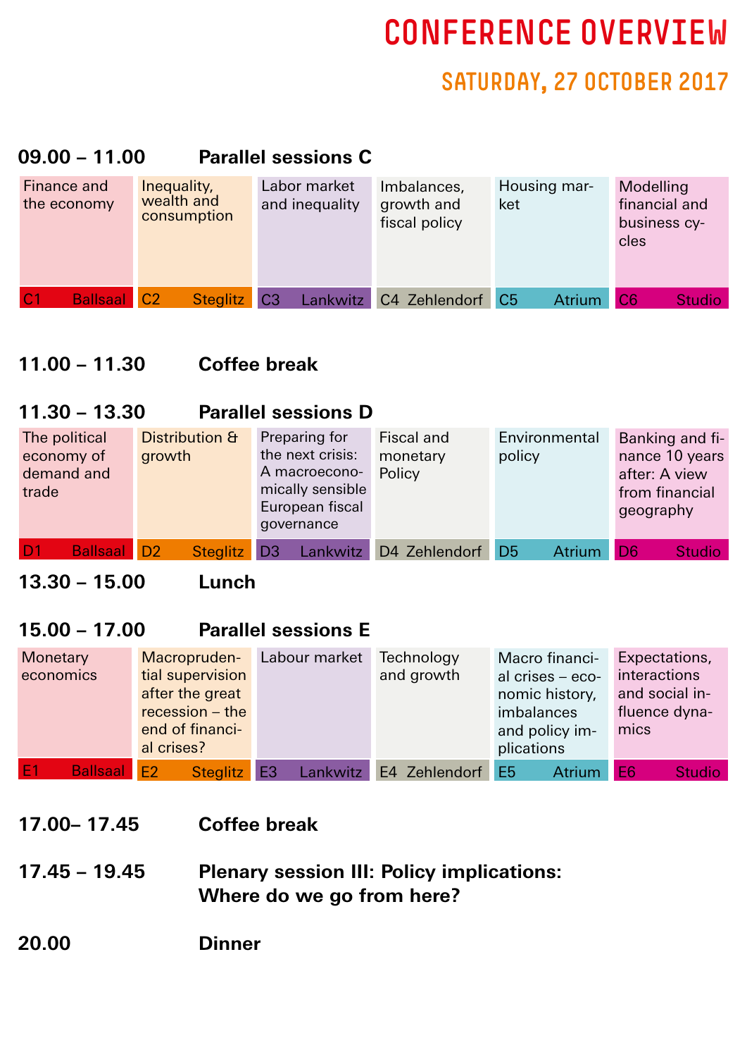# CONFERENCE OVERVIEW

## SATURDAY, 27 OCTOBER 2017

### 09.00 – 11.00 Parallel sessions C

| C1 Ballsaal | C2 Steglitz | C3 Lankwitz | C4 Zehlendorf | C5 Atrium | C6 Studio |
|---|---|---|---|---|---|
| Finance and the economy | Inequality, wealth and consumption | Labor market and inequality | Imbalances, growth and fiscal policy | Housing market | Modelling financial and business cycles |

### 11.00 – 11.30 Coffee break

### 11.30 – 13.30 Parallel sessions D

| D1 Ballsaal | D2 Steglitz | D3 Lankwitz | D4 Zehlendorf | D5 Atrium | D6 Studio |
|---|---|---|---|---|---|
| The political economy of demand and trade | Distribution & growth | Preparing for the next crisis: A macroeconomically sensible European fiscal governance | Fiscal and monetary Policy | Environmental policy | Banking and finance 10 years after: A view from financial geography |

### 13.30 – 15.00 Lunch

### 15.00 – 17.00 Parallel sessions E

| E1 Ballsaal | E2 Steglitz | E3 Lankwitz | E4 Zehlendorf | E5 Atrium | E6 Studio |
|---|---|---|---|---|---|
| Monetary economics | Macroprudential supervision after the great recession – the end of financial crises? | Labour market | Technology and growth | Macro financial crises – economic history, imbalances and policy implications | Expectations, interactions and social influence dynamics |

### 17.00– 17.45 Coffee break

### 17.45 – 19.45 Plenary session III: Policy implications: Where do we go from here?

### 20.00 Dinner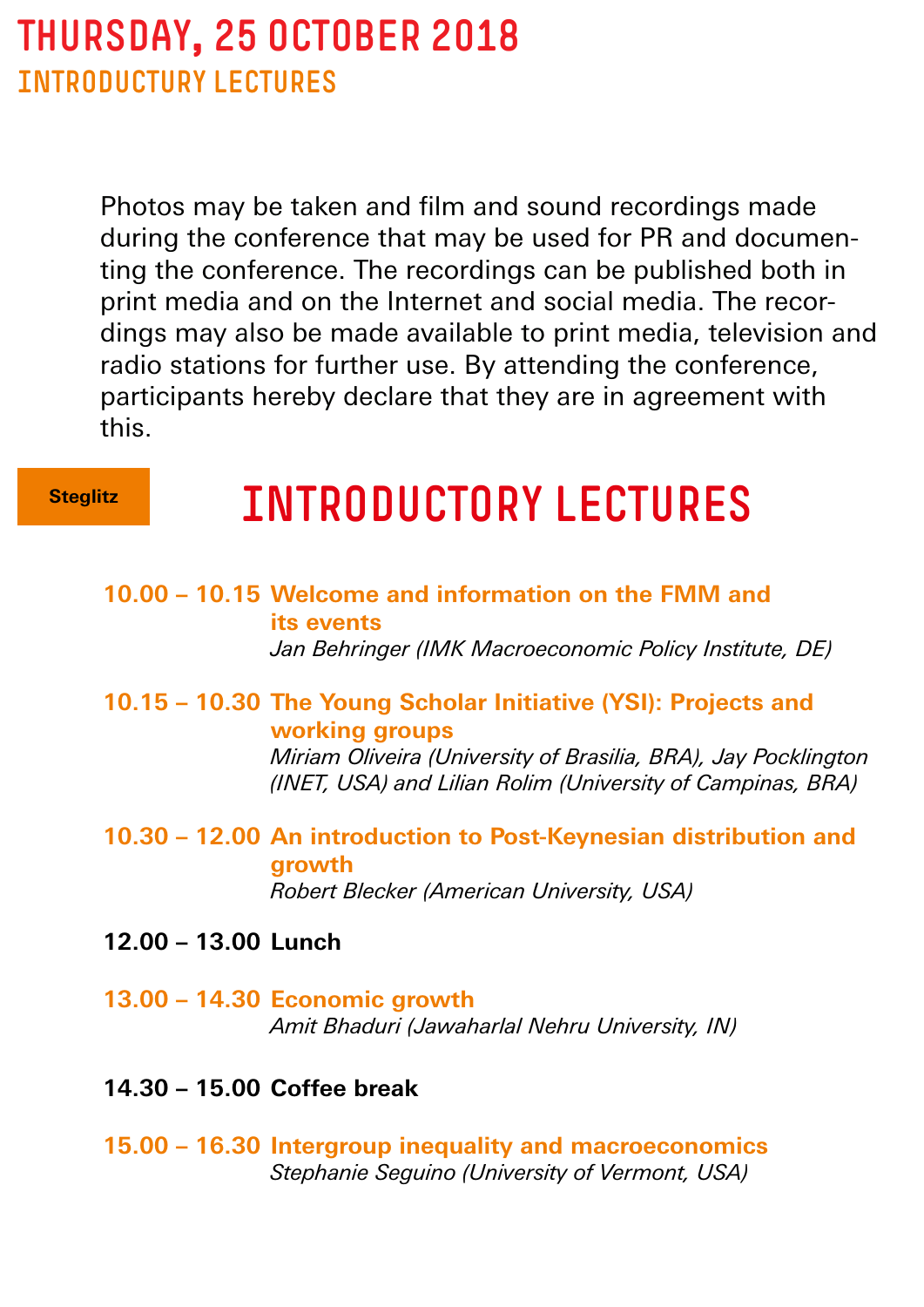# Thursday, 25 October 2018

## Introductory Lectures

Photos may be taken and film and sound recordings made during the conference that may be used for PR and documenting the conference. The recordings can be published both in print media and on the Internet and social media. The recordings may also be made available to print media, television and radio stations for further use. By attending the conference, participants hereby declare that they are in agreement with this.

**Steglitz**

## Introductory Lectures

**10.00 – 10.15 Welcome and information on the FMM and its events**
*Jan Behringer (IMK Macroeconomic Policy Institute, DE)*

**10.15 – 10.30 The Young Scholar Initiative (YSI): Projects and working groups**
*Miriam Oliveira (University of Brasilia, BRA), Jay Pocklington (INET, USA) and Lilian Rolim (University of Campinas, BRA)*

**10.30 – 12.00 An introduction to Post-Keynesian distribution and growth**
*Robert Blecker (American University, USA)*

**12.00 – 13.00 Lunch**

**13.00 – 14.30 Economic growth**
*Amit Bhaduri (Jawaharlal Nehru University, IN)*

**14.30 – 15.00 Coffee break**

**15.00 – 16.30 Intergroup inequality and macroeconomics**
*Stephanie Seguino (University of Vermont, USA)*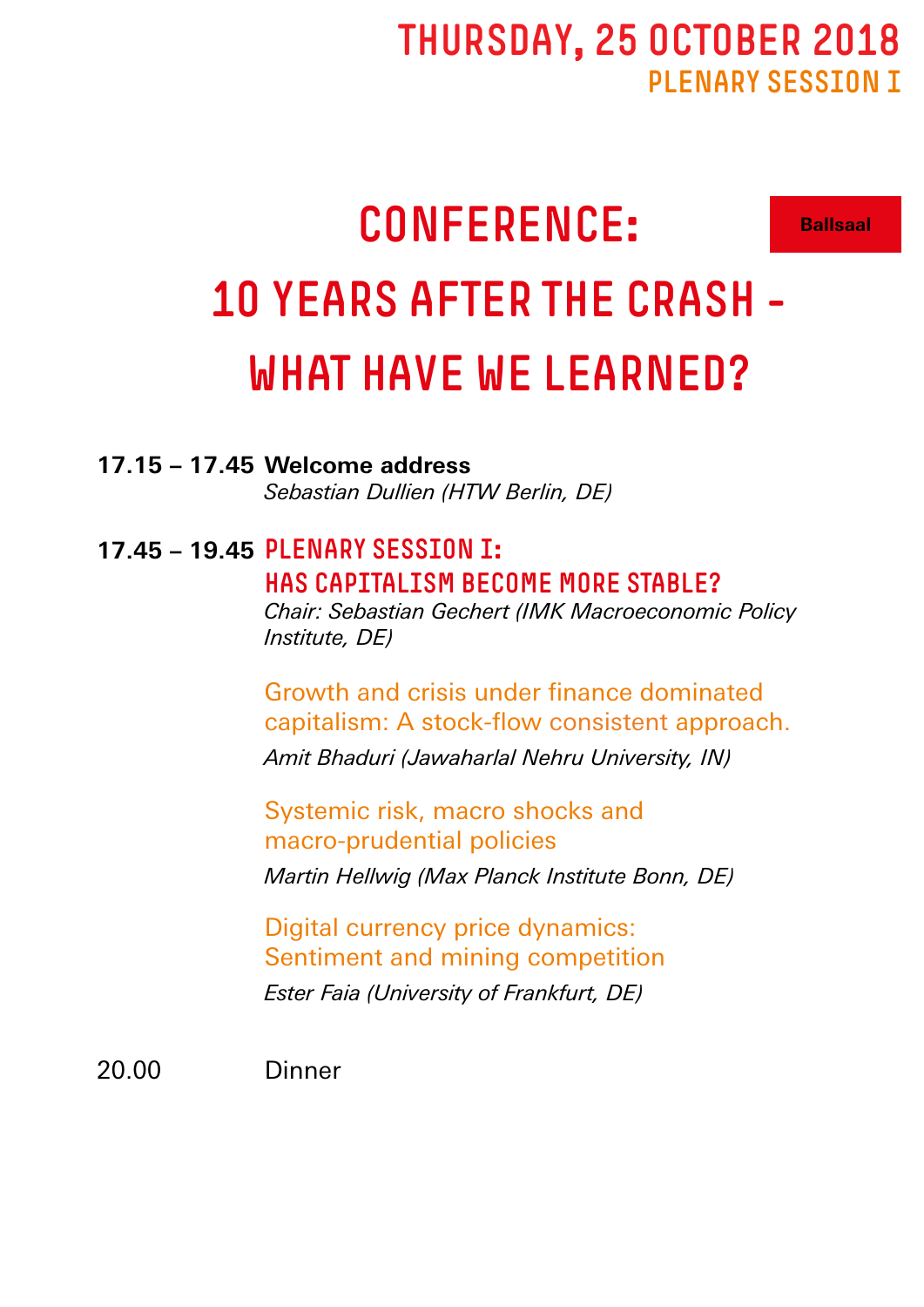# Thursday, 25 October 2018

## Plenary Session I

# Conference: 10 Years After the Crash – What Have We Learned?

**Ballsaal**

**17.15 – 17.45 Welcome address**
*Sebastian Dullien (HTW Berlin, DE)*

**17.45 – 19.45 PLENARY SESSION I: HAS CAPITALISM BECOME MORE STABLE?**
*Chair: Sebastian Gechert (IMK Macroeconomic Policy Institute, DE)*

Growth and crisis under finance dominated capitalism: A stock-flow consistent approach.
*Amit Bhaduri (Jawaharlal Nehru University, IN)*

Systemic risk, macro shocks and macro-prudential policies
*Martin Hellwig (Max Planck Institute Bonn, DE)*

Digital currency price dynamics: Sentiment and mining competition
*Ester Faia (University of Frankfurt, DE)*

20.00 Dinner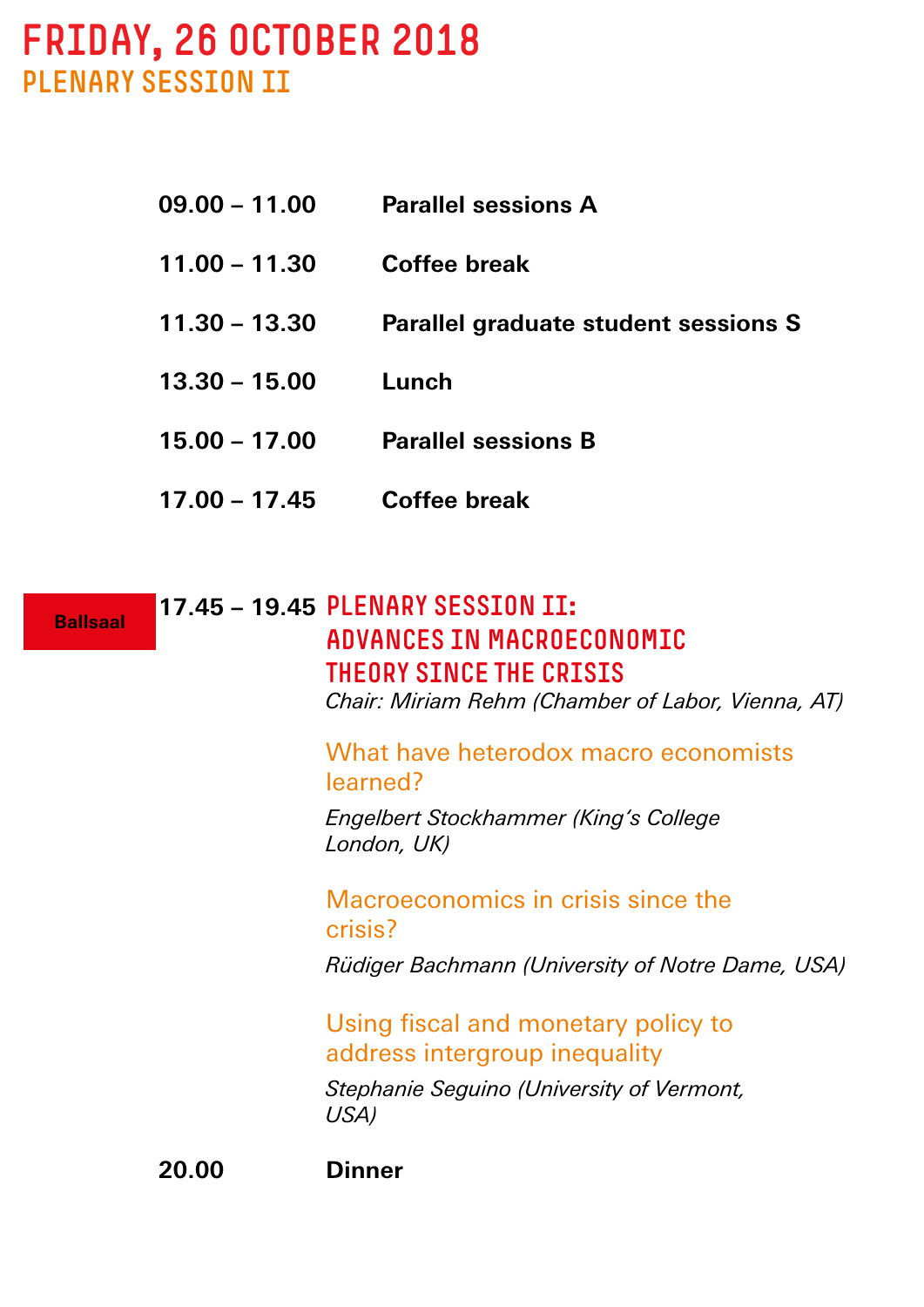# FRIDAY, 26 OCTOBER 2018

## PLENARY SESSION II

| | |
|---|---|
| **09.00 – 11.00** | **Parallel sessions A** |
| **11.00 – 11.30** | **Coffee break** |
| **11.30 – 13.30** | **Parallel graduate student sessions S** |
| **13.30 – 15.00** | **Lunch** |
| **15.00 – 17.00** | **Parallel sessions B** |
| **17.00 – 17.45** | **Coffee break** |

**Ballsaal**

**17.45 – 19.45**

### PLENARY SESSION II: ADVANCES IN MACROECONOMIC THEORY SINCE THE CRISIS

*Chair: Miriam Rehm (Chamber of Labor, Vienna, AT)*

What have heterodox macro economists learned?

*Engelbert Stockhammer (King's College London, UK)*

Macroeconomics in crisis since the crisis?

*Rüdiger Bachmann (University of Notre Dame, USA)*

Using fiscal and monetary policy to address intergroup inequality

*Stephanie Seguino (University of Vermont, USA)*

**20.00** **Dinner**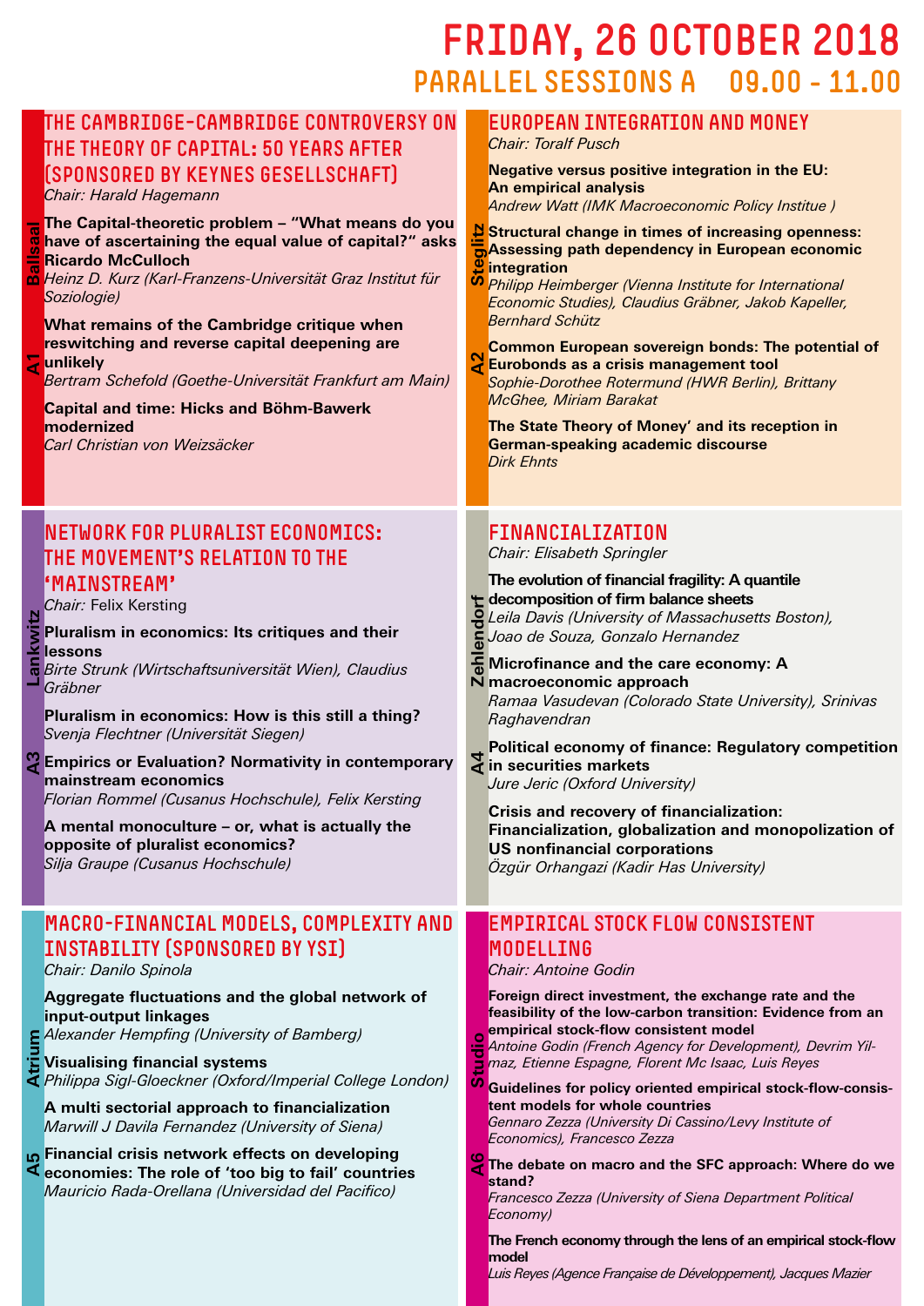# FRIDAY, 26 OCTOBER 2018

## PARALLEL SESSIONS A 09.00 - 11.00

### A1 Ballsaal

### THE CAMBRIDGE-CAMBRIDGE CONTROVERSY ON THE THEORY OF CAPITAL: 50 YEARS AFTER (SPONSORED BY KEYNES GESELLSCHAFT)

*Chair: Harald Hagemann*

**The Capital-theoretic problem – "What means do you have of ascertaining the equal value of capital?" asks Ricardo McCulloch**
*Heinz D. Kurz (Karl-Franzens-Universität Graz Institut für Soziologie)*

**What remains of the Cambridge critique when reswitching and reverse capital deepening are unlikely**
*Bertram Schefold (Goethe-Universität Frankfurt am Main)*

**Capital and time: Hicks and Böhm-Bawerk modernized**
*Carl Christian von Weizsäcker*

### A2 Steglitz

### EUROPEAN INTEGRATION AND MONEY

*Chair: Toralf Pusch*

**Negative versus positive integration in the EU: An empirical analysis**
*Andrew Watt (IMK Macroeconomic Policy Institue )*

**Structural change in times of increasing openness: Assessing path dependency in European economic integration**
*Philipp Heimberger (Vienna Institute for International Economic Studies), Claudius Gräbner, Jakob Kapeller, Bernhard Schütz*

**Common European sovereign bonds: The potential of Eurobonds as a crisis management tool**
*Sophie-Dorothee Rotermund (HWR Berlin), Brittany McGhee, Miriam Barakat*

**The State Theory of Money' and its reception in German-speaking academic discourse**
*Dirk Ehnts*

### A3 Lankwitz

### NETWORK FOR PLURALIST ECONOMICS: THE MOVEMENT'S RELATION TO THE 'MAINSTREAM'

*Chair:* Felix Kersting

**Pluralism in economics: Its critiques and their lessons**
*Birte Strunk (Wirtschaftsuniversität Wien), Claudius Gräbner*

**Pluralism in economics: How is this still a thing?**
*Svenja Flechtner (Universität Siegen)*

**Empirics or Evaluation? Normativity in contemporary mainstream economics**
*Florian Rommel (Cusanus Hochschule), Felix Kersting*

**A mental monoculture – or, what is actually the opposite of pluralist economics?**
*Silja Graupe (Cusanus Hochschule)*

### A4 Zehlendorf

### FINANCIALIZATION

*Chair: Elisabeth Springler*

**The evolution of financial fragility: A quantile decomposition of firm balance sheets**
*Leila Davis (University of Massachusetts Boston), Joao de Souza, Gonzalo Hernandez*

**Microfinance and the care economy: A macroeconomic approach**
*Ramaa Vasudevan (Colorado State University), Srinivas Raghavendran*

**Political economy of finance: Regulatory competition in securities markets**
*Jure Jeric (Oxford University)*

**Crisis and recovery of financialization: Financialization, globalization and monopolization of US nonfinancial corporations**
*Özgür Orhangazi (Kadir Has University)*

### A5 Atrium

### MACRO-FINANCIAL MODELS, COMPLEXITY AND INSTABILITY (SPONSORED BY YSI)

*Chair: Danilo Spinola*

**Aggregate fluctuations and the global network of input-output linkages**
*Alexander Hempfing (University of Bamberg)*

**Visualising financial systems**
*Philippa Sigl-Gloeckner (Oxford/Imperial College London)*

**A multi sectorial approach to financialization**
*Marwill J Davila Fernandez (University of Siena)*

**Financial crisis network effects on developing economies: The role of 'too big to fail' countries**
*Mauricio Rada-Orellana (Universidad del Pacifico)*

### A6 Studio

### EMPIRICAL STOCK FLOW CONSISTENT MODELLING

*Chair: Antoine Godin*

**Foreign direct investment, the exchange rate and the feasibility of the low-carbon transition: Evidence from an empirical stock-flow consistent model**
*Antoine Godin (French Agency for Development), Devrim Yilmaz, Etienne Espagne, Florent Mc Isaac, Luis Reyes*

**Guidelines for policy oriented empirical stock-flow-consistent models for whole countries**
*Gennaro Zezza (University Di Cassino/Levy Institute of Economics), Francesco Zezza*

**The debate on macro and the SFC approach: Where do we stand?**
*Francesco Zezza (University of Siena Department Political Economy)*

**The French economy through the lens of an empirical stock-flow model**
*Luis Reyes (Agence Française de Développement), Jacques Mazier*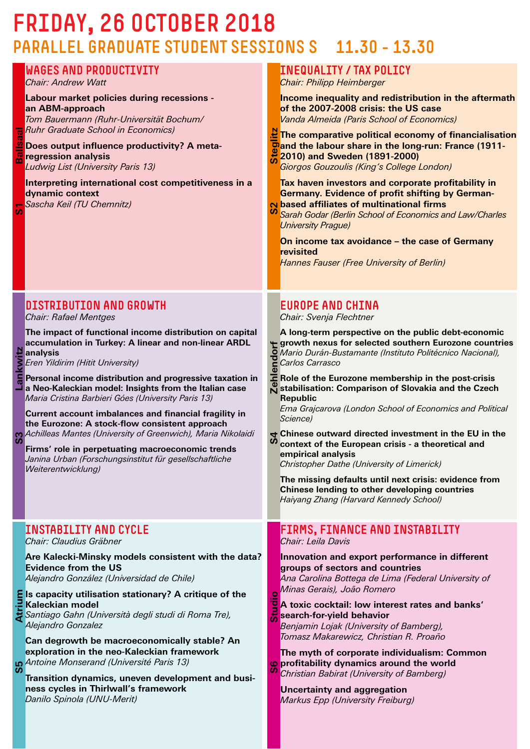# FRIDAY, 26 OCTOBER 2018

## PARALLEL GRADUATE STUDENT SESSIONS S 11.30 - 13.30

### S1 – Ballsaal

#### WAGES AND PRODUCTIVITY

*Chair: Andrew Watt*

**Labour market policies during recessions - an ABM-approach**
*Tom Bauermann (Ruhr-Universität Bochum/ Ruhr Graduate School in Economics)*

**Does output influence productivity? A meta-regression analysis**
*Ludwig List (University Paris 13)*

**Interpreting international cost competitiveness in a dynamic context**
*Sascha Keil (TU Chemnitz)*

### S2 – Steglitz

#### INEQUALITY / TAX POLICY

*Chair: Philipp Heimberger*

**Income inequality and redistribution in the aftermath of the 2007-2008 crisis: the US case**
*Vanda Almeida (Paris School of Economics)*

**The comparative political economy of financialisation and the labour share in the long-run: France (1911-2010) and Sweden (1891-2000)**
*Giorgos Gouzoulis (King's College London)*

**Tax haven investors and corporate profitability in Germany. Evidence of profit shifting by German-based affiliates of multinational firms**
*Sarah Godar (Berlin School of Economics and Law/Charles University Prague)*

**On income tax avoidance – the case of Germany revisited**
*Hannes Fauser (Free University of Berlin)*

### S3 – Lankwitz

#### DISTRIBUTION AND GROWTH

*Chair: Rafael Mentges*

**The impact of functional income distribution on capital accumulation in Turkey: A linear and non-linear ARDL analysis**
*Eren Yildirim (Hitit University)*

**Personal income distribution and progressive taxation in a Neo-Kaleckian model: Insights from the Italian case**
*Maria Cristina Barbieri Góes (University Paris 13)*

**Current account imbalances and financial fragility in the Eurozone: A stock-flow consistent approach**
*Achilleas Mantes (University of Greenwich), Maria Nikolaidi*

**Firms' role in perpetuating macroeconomic trends**
*Janina Urban (Forschungsinstitut für gesellschaftliche Weiterentwicklung)*

### S4 – Zehlendorf

#### EUROPE AND CHINA

*Chair: Svenja Flechtner*

**A long-term perspective on the public debt-economic growth nexus for selected southern Eurozone countries**
*Mario Durán-Bustamante (Instituto Politécnico Nacional), Carlos Carrasco*

**Role of the Eurozone membership in the post-crisis stabilisation: Comparison of Slovakia and the Czech Republic**
*Ema Grajcarova (London School of Economics and Political Science)*

**Chinese outward directed investment in the EU in the context of the European crisis - a theoretical and empirical analysis**
*Christopher Dathe (University of Limerick)*

**The missing defaults until next crisis: evidence from Chinese lending to other developing countries**
*Haiyang Zhang (Harvard Kennedy School)*

### S5 – Atrium

#### INSTABILITY AND CYCLE

*Chair: Claudius Gräbner*

**Are Kalecki-Minsky models consistent with the data? Evidence from the US**
*Alejandro González (Universidad de Chile)*

**Is capacity utilisation stationary? A critique of the Kaleckian model**
*Santiago Gahn (Università degli studi di Roma Tre), Alejandro Gonzalez*

**Can degrowth be macroeconomically stable? An exploration in the neo-Kaleckian framework**
*Antoine Monserand (Université Paris 13)*

**Transition dynamics, uneven development and business cycles in Thirlwall's framework**
*Danilo Spinola (UNU-Merit)*

### S6 – Studio

#### FIRMS, FINANCE AND INSTABILITY

*Chair: Leila Davis*

**Innovation and export performance in different groups of sectors and countries**
*Ana Carolina Bottega de Lima (Federal University of Minas Gerais), João Romero*

**A toxic cocktail: low interest rates and banks' search-for-yield behavior**
*Benjamin Lojak (University of Bamberg), Tomasz Makarewicz, Christian R. Proaño*

**The myth of corporate individualism: Common profitability dynamics around the world**
*Christian Babirat (University of Bamberg)*

**Uncertainty and aggregation**
*Markus Epp (University Freiburg)*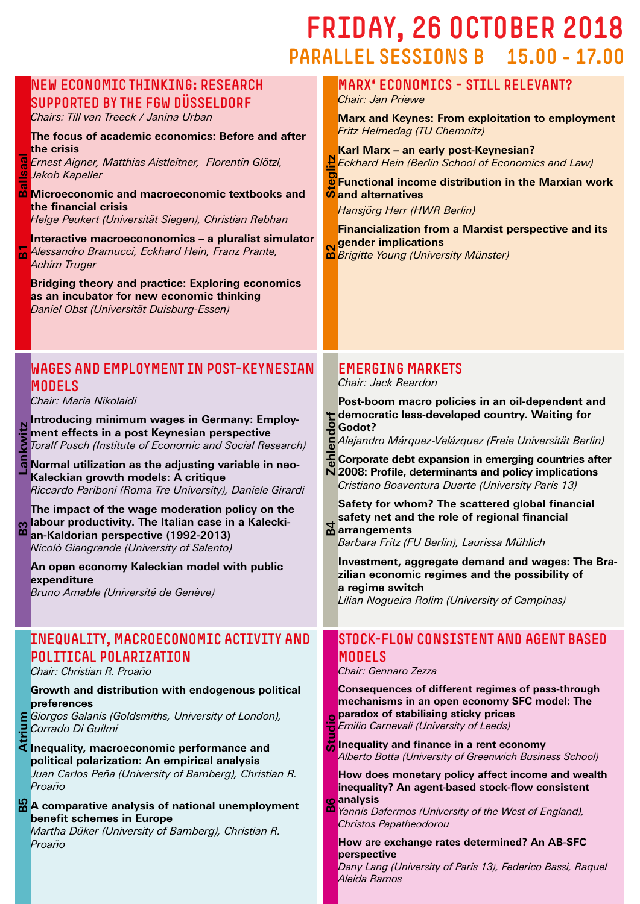# Friday, 26 October 2018

## Parallel Sessions B 15.00 - 17.00

### B1 – Ballsaal

### New Economic Thinking: Research supported by the FGW Düsseldorf

*Chairs: Till van Treeck / Janina Urban*

**The focus of academic economics: Before and after the crisis**
*Ernest Aigner, Matthias Aistleitner, Florentin Glötzl, Jakob Kapeller*

**Microeconomic and macroeconomic textbooks and the financial crisis**
*Helge Peukert (Universität Siegen), Christian Rebhan*

**Interactive macroecononomics – a pluralist simulator**
*Alessandro Bramucci, Eckhard Hein, Franz Prante, Achim Truger*

**Bridging theory and practice: Exploring economics as an incubator for new economic thinking**
*Daniel Obst (Universität Duisburg-Essen)*

### B2 – Steglitz

### Marx' Economics – still relevant?

*Chair: Jan Priewe*

**Marx and Keynes: From exploitation to employment**
*Fritz Helmedag (TU Chemnitz)*

**Karl Marx – an early post-Keynesian?**
*Eckhard Hein (Berlin School of Economics and Law)*

**Functional income distribution in the Marxian work and alternatives**
*Hansjörg Herr (HWR Berlin)*

**Financialization from a Marxist perspective and its gender implications**
*Brigitte Young (University Münster)*

### B3 – Lankwitz

### Wages and Employment in Post-Keynesian Models

*Chair: Maria Nikolaidi*

**Introducing minimum wages in Germany: Employment effects in a post Keynesian perspective**
*Toralf Pusch (Institute of Economic and Social Research)*

**Normal utilization as the adjusting variable in neo-Kaleckian growth models: A critique**
*Riccardo Pariboni (Roma Tre University), Daniele Girardi*

**The impact of the wage moderation policy on the labour productivity. The Italian case in a Kaleckian-Kaldorian perspective (1992-2013)**
*Nicolò Giangrande (University of Salento)*

**An open economy Kaleckian model with public expenditure**
*Bruno Amable (Université de Genève)*

### B4 – Zehlendorf

### Emerging Markets

*Chair: Jack Reardon*

**Post-boom macro policies in an oil-dependent and democratic less-developed country. Waiting for Godot?**
*Alejandro Márquez-Velázquez (Freie Universität Berlin)*

**Corporate debt expansion in emerging countries after 2008: Profile, determinants and policy implications**
*Cristiano Boaventura Duarte (University Paris 13)*

**Safety for whom? The scattered global financial safety net and the role of regional financial arrangements**
*Barbara Fritz (FU Berlin), Laurissa Mühlich*

**Investment, aggregate demand and wages: The Brazilian economic regimes and the possibility of a regime switch**
*Lilian Nogueira Rolim (University of Campinas)*

### B5 – Atrium

### Inequality, Macroeconomic Activity and Political Polarization

*Chair: Christian R. Proaño*

**Growth and distribution with endogenous political preferences**
*Giorgos Galanis (Goldsmiths, University of London), Corrado Di Guilmi*

**Inequality, macroeconomic performance and political polarization: An empirical analysis**
*Juan Carlos Peña (University of Bamberg), Christian R. Proaño*

**A comparative analysis of national unemployment benefit schemes in Europe**
*Martha Düker (University of Bamberg), Christian R. Proaño*

### B6 – Studio

### Stock-Flow Consistent and Agent Based Models

*Chair: Gennaro Zezza*

**Consequences of different regimes of pass-through mechanisms in an open economy SFC model: The paradox of stabilising sticky prices**
*Emilio Carnevali (University of Leeds)*

**Inequality and finance in a rent economy**
*Alberto Botta (University of Greenwich Business School)*

**How does monetary policy affect income and wealth inequality? An agent-based stock-flow consistent analysis**
*Yannis Dafermos (University of the West of England), Christos Papatheodorou*

**How are exchange rates determined? An AB-SFC perspective**
*Dany Lang (University of Paris 13), Federico Bassi, Raquel Aleida Ramos*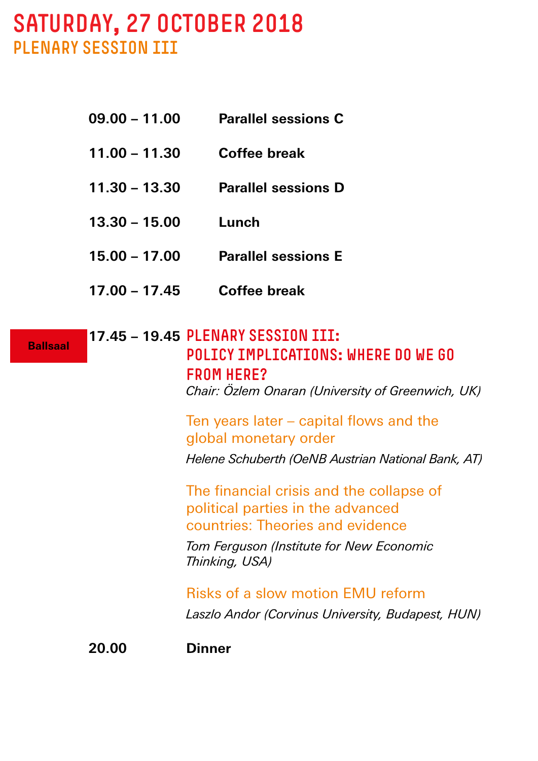# SATURDAY, 27 OCTOBER 2018

## PLENARY SESSION III

**09.00 – 11.00** **Parallel sessions C**

**11.00 – 11.30** **Coffee break**

**11.30 – 13.30** **Parallel sessions D**

**13.30 – 15.00** **Lunch**

**15.00 – 17.00** **Parallel sessions E**

**17.00 – 17.45** **Coffee break**

**Ballsaal**

**17.45 – 19.45** **PLENARY SESSION III: POLICY IMPLICATIONS: WHERE DO WE GO FROM HERE?**

*Chair: Özlem Onaran (University of Greenwich, UK)*

Ten years later – capital flows and the global monetary order

*Helene Schuberth (OeNB Austrian National Bank, AT)*

The financial crisis and the collapse of political parties in the advanced countries: Theories and evidence

*Tom Ferguson (Institute for New Economic Thinking, USA)*

Risks of a slow motion EMU reform

*Laszlo Andor (Corvinus University, Budapest, HUN)*

**20.00** **Dinner**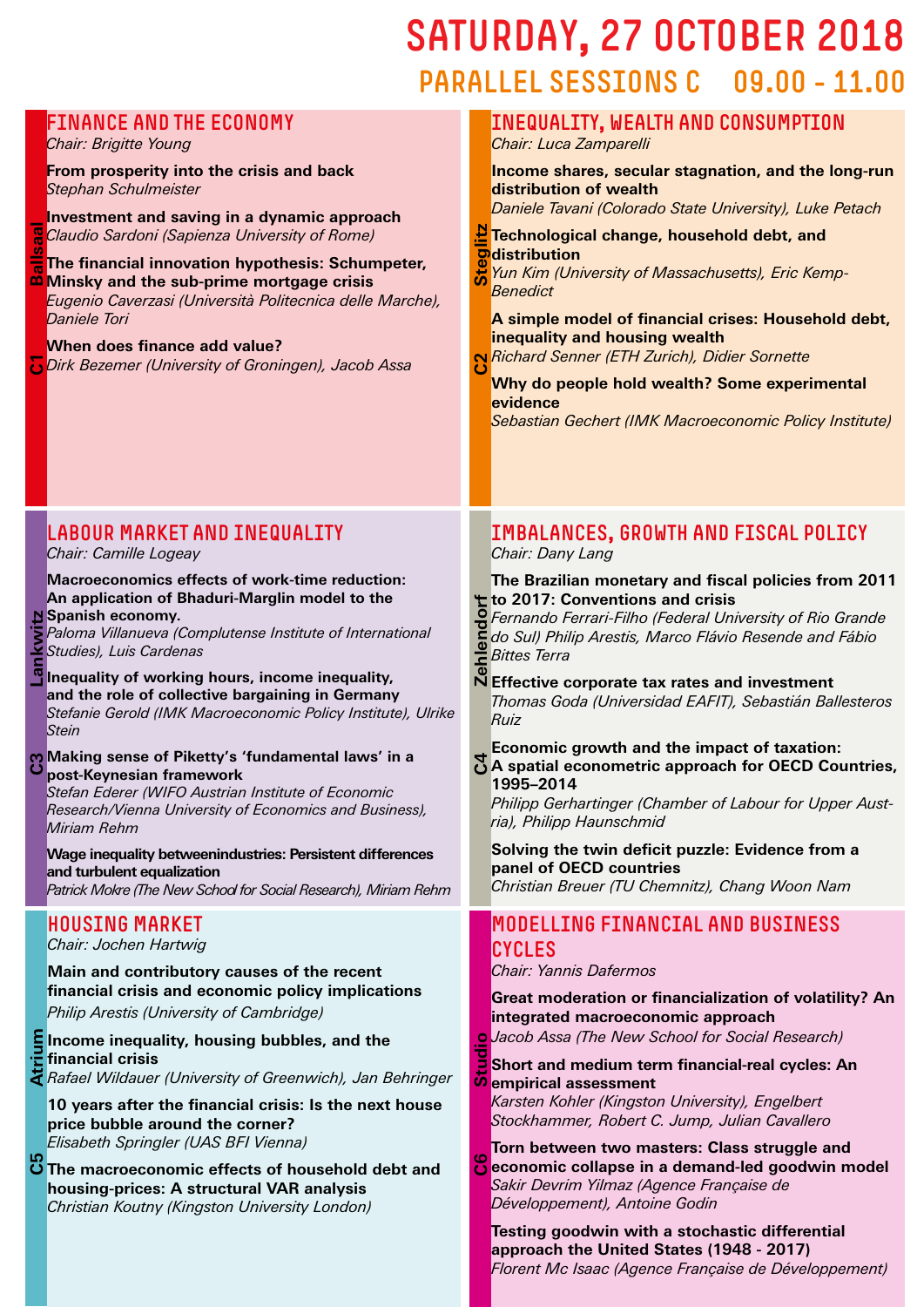# SATURDAY, 27 OCTOBER 2018

## PARALLEL SESSIONS C 09.00 - 11.00

### C1 Ballsaal — FINANCE AND THE ECONOMY

*Chair: Brigitte Young*

**From prosperity into the crisis and back**
*Stephan Schulmeister*

**Investment and saving in a dynamic approach**
*Claudio Sardoni (Sapienza University of Rome)*

**The financial innovation hypothesis: Schumpeter, Minsky and the sub-prime mortgage crisis**
*Eugenio Caverzasi (Università Politecnica delle Marche), Daniele Tori*

**When does finance add value?**
*Dirk Bezemer (University of Groningen), Jacob Assa*

### C2 Steglitz — INEQUALITY, WEALTH AND CONSUMPTION

*Chair: Luca Zamparelli*

**Income shares, secular stagnation, and the long-run distribution of wealth**
*Daniele Tavani (Colorado State University), Luke Petach*

**Technological change, household debt, and distribution**
*Yun Kim (University of Massachusetts), Eric Kemp-Benedict*

**A simple model of financial crises: Household debt, inequality and housing wealth**
*Richard Senner (ETH Zurich), Didier Sornette*

**Why do people hold wealth? Some experimental evidence**
*Sebastian Gechert (IMK Macroeconomic Policy Institute)*

### C3 Lankwitz — LABOUR MARKET AND INEQUALITY

*Chair: Camille Logeay*

**Macroeconomics effects of work-time reduction: An application of Bhaduri-Marglin model to the Spanish economy.**
*Paloma Villanueva (Complutense Institute of International Studies), Luis Cardenas*

**Inequality of working hours, income inequality, and the role of collective bargaining in Germany**
*Stefanie Gerold (IMK Macroeconomic Policy Institute), Ulrike Stein*

**Making sense of Piketty's 'fundamental laws' in a post-Keynesian framework**
*Stefan Ederer (WIFO Austrian Institute of Economic Research/Vienna University of Economics and Business), Miriam Rehm*

**Wage inequality betweenindustries: Persistent differences and turbulent equalization**
*Patrick Mokre (The New School for Social Research), Miriam Rehm*

### C4 Zehlendorf — IMBALANCES, GROWTH AND FISCAL POLICY

*Chair: Dany Lang*

**The Brazilian monetary and fiscal policies from 2011 to 2017: Conventions and crisis**
*Fernando Ferrari-Filho (Federal University of Rio Grande do Sul) Philip Arestis, Marco Flávio Resende and Fábio Bittes Terra*

**Effective corporate tax rates and investment**
*Thomas Goda (Universidad EAFIT), Sebastián Ballesteros Ruiz*

**Economic growth and the impact of taxation: A spatial econometric approach for OECD Countries, 1995–2014**
*Philipp Gerhartinger (Chamber of Labour for Upper Austria), Philipp Haunschmid*

**Solving the twin deficit puzzle: Evidence from a panel of OECD countries**
*Christian Breuer (TU Chemnitz), Chang Woon Nam*

### C5 Atrium — HOUSING MARKET

*Chair: Jochen Hartwig*

**Main and contributory causes of the recent financial crisis and economic policy implications**
*Philip Arestis (University of Cambridge)*

**Income inequality, housing bubbles, and the financial crisis**
*Rafael Wildauer (University of Greenwich), Jan Behringer*

**10 years after the financial crisis: Is the next house price bubble around the corner?**
*Elisabeth Springler (UAS BFI Vienna)*

**The macroeconomic effects of household debt and housing-prices: A structural VAR analysis**
*Christian Koutny (Kingston University London)*

### C6 Studio — MODELLING FINANCIAL AND BUSINESS CYCLES

*Chair: Yannis Dafermos*

**Great moderation or financialization of volatility? An integrated macroeconomic approach**
*Jacob Assa (The New School for Social Research)*

**Short and medium term financial-real cycles: An empirical assessment**
*Karsten Kohler (Kingston University), Engelbert Stockhammer, Robert C. Jump, Julian Cavallero*

**Torn between two masters: Class struggle and economic collapse in a demand-led goodwin model**
*Sakir Devrim Yilmaz (Agence Française de Développement), Antoine Godin*

**Testing goodwin with a stochastic differential approach the United States (1948 - 2017)**
*Florent Mc Isaac (Agence Française de Développement)*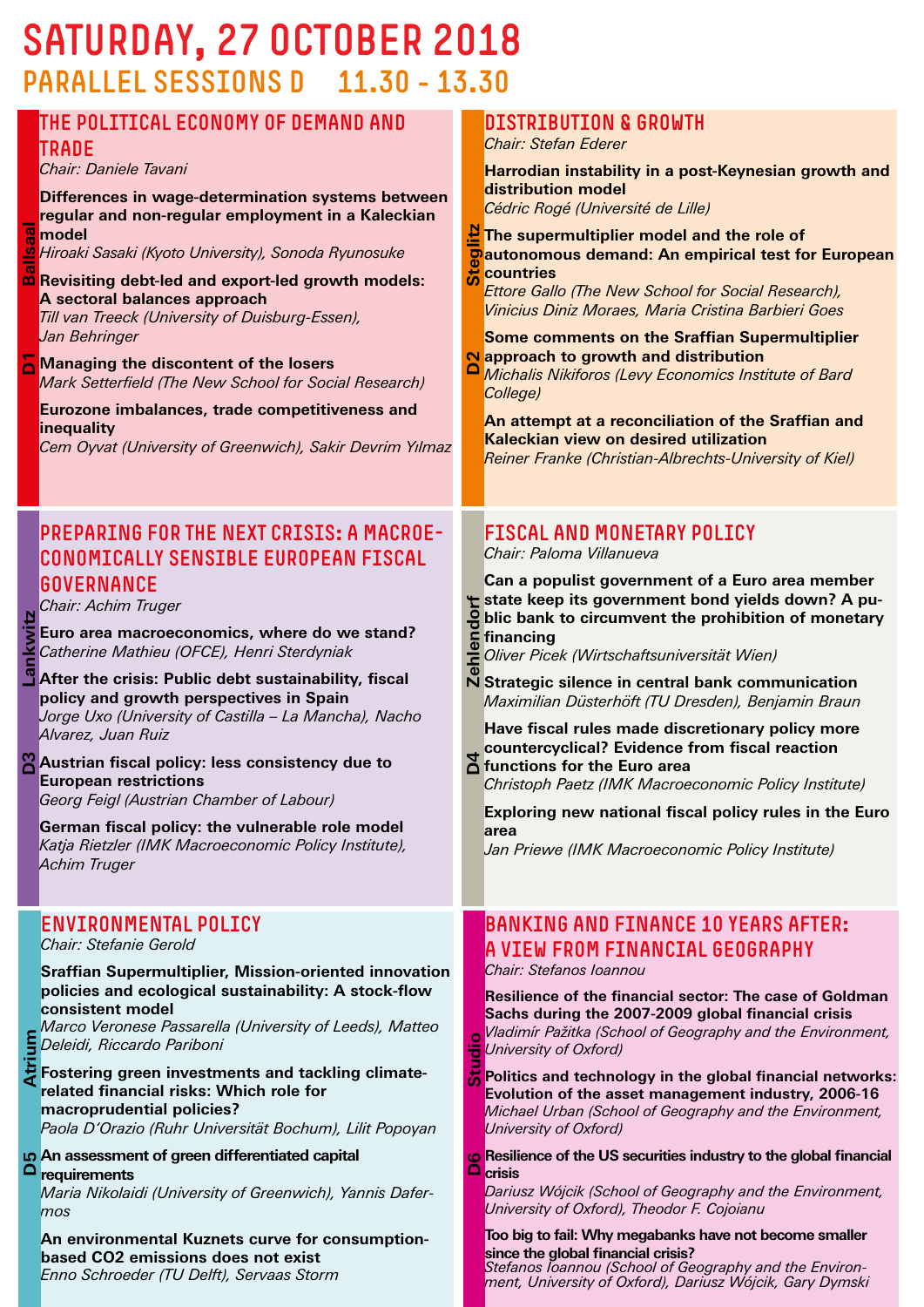# SATURDAY, 27 OCTOBER 2018

## PARALLEL SESSIONS D 11.30 - 13.30

### D1 Ballsaal — THE POLITICAL ECONOMY OF DEMAND AND TRADE

*Chair: Daniele Tavani*

**Differences in wage-determination systems between regular and non-regular employment in a Kaleckian model**
*Hiroaki Sasaki (Kyoto University), Sonoda Ryunosuke*

**Revisiting debt-led and export-led growth models: A sectoral balances approach**
*Till van Treeck (University of Duisburg-Essen), Jan Behringer*

**Managing the discontent of the losers**
*Mark Setterfield (The New School for Social Research)*

**Eurozone imbalances, trade competitiveness and inequality**
*Cem Oyvat (University of Greenwich), Sakir Devrim Yılmaz*

### D2 Steglitz — DISTRIBUTION & GROWTH

*Chair: Stefan Ederer*

**Harrodian instability in a post-Keynesian growth and distribution model**
*Cédric Rogé (Université de Lille)*

**The supermultiplier model and the role of autonomous demand: An empirical test for European countries**
*Ettore Gallo (The New School for Social Research), Vinicius Diniz Moraes, Maria Cristina Barbieri Goes*

**Some comments on the Sraffian Supermultiplier approach to growth and distribution**
*Michalis Nikiforos (Levy Economics Institute of Bard College)*

**An attempt at a reconciliation of the Sraffian and Kaleckian view on desired utilization**
*Reiner Franke (Christian-Albrechts-University of Kiel)*

### D3 Lankwitz — PREPARING FOR THE NEXT CRISIS: A MACROECONOMICALLY SENSIBLE EUROPEAN FISCAL GOVERNANCE

*Chair: Achim Truger*

**Euro area macroeconomics, where do we stand?**
*Catherine Mathieu (OFCE), Henri Sterdyniak*

**After the crisis: Public debt sustainability, fiscal policy and growth perspectives in Spain**
*Jorge Uxo (University of Castilla – La Mancha), Nacho Alvarez, Juan Ruiz*

**Austrian fiscal policy: less consistency due to European restrictions**
*Georg Feigl (Austrian Chamber of Labour)*

**German fiscal policy: the vulnerable role model**
*Katja Rietzler (IMK Macroeconomic Policy Institute), Achim Truger*

### D4 Zehlendorf — FISCAL AND MONETARY POLICY

*Chair: Paloma Villanueva*

**Can a populist government of a Euro area member state keep its government bond yields down? A public bank to circumvent the prohibition of monetary financing**
*Oliver Picek (Wirtschaftsuniversität Wien)*

**Strategic silence in central bank communication**
*Maximilian Düsterhöft (TU Dresden), Benjamin Braun*

**Have fiscal rules made discretionary policy more countercyclical? Evidence from fiscal reaction functions for the Euro area**
*Christoph Paetz (IMK Macroeconomic Policy Institute)*

**Exploring new national fiscal policy rules in the Euro area**
*Jan Priewe (IMK Macroeconomic Policy Institute)*

### D5 Atrium — ENVIRONMENTAL POLICY

*Chair: Stefanie Gerold*

**Sraffian Supermultiplier, Mission-oriented innovation policies and ecological sustainability: A stock-flow consistent model**
*Marco Veronese Passarella (University of Leeds), Matteo Deleidi, Riccardo Pariboni*

**Fostering green investments and tackling climate-related financial risks: Which role for macroprudential policies?**
*Paola D'Orazio (Ruhr Universität Bochum), Lilit Popoyan*

**An assessment of green differentiated capital requirements**
*Maria Nikolaidi (University of Greenwich), Yannis Dafermos*

**An environmental Kuznets curve for consumption-based CO2 emissions does not exist**
*Enno Schroeder (TU Delft), Servaas Storm*

### D6 Studio — BANKING AND FINANCE 10 YEARS AFTER: A VIEW FROM FINANCIAL GEOGRAPHY

*Chair: Stefanos Ioannou*

**Resilience of the financial sector: The case of Goldman Sachs during the 2007-2009 global financial crisis**
*Vladimír Pažitka (School of Geography and the Environment, University of Oxford)*

**Politics and technology in the global financial networks: Evolution of the asset management industry, 2006-16**
*Michael Urban (School of Geography and the Environment, University of Oxford)*

**Resilience of the US securities industry to the global financial crisis**
*Dariusz Wójcik (School of Geography and the Environment, University of Oxford), Theodor F. Cojoianu*

**Too big to fail: Why megabanks have not become smaller since the global financial crisis?**
*Stefanos Ioannou (School of Geography and the Environment, University of Oxford), Dariusz Wójcik, Gary Dymski*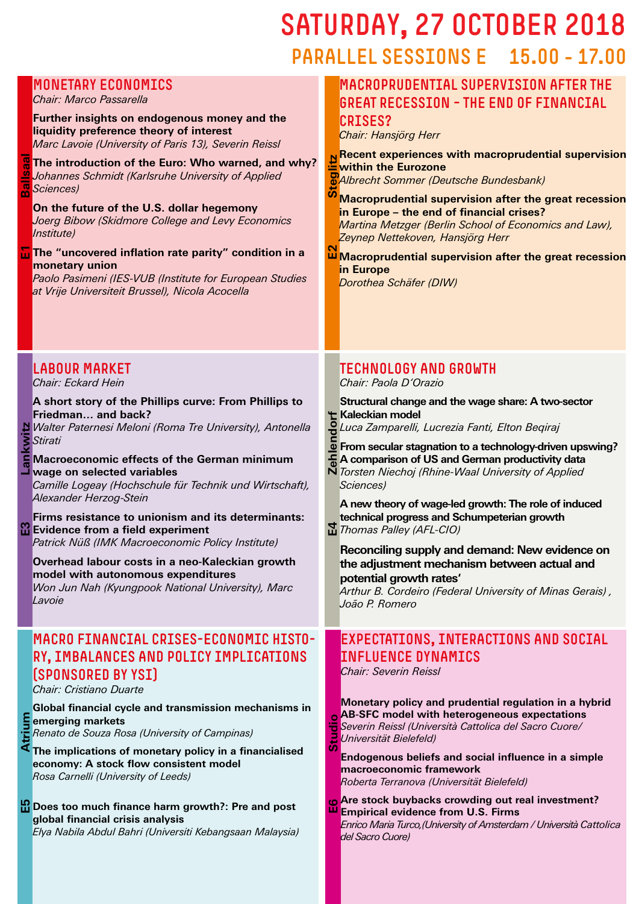# SATURDAY, 27 OCTOBER 2018

## PARALLEL SESSIONS E 15.00 - 17.00

### E1 Ballsaal — MONETARY ECONOMICS

*Chair: Marco Passarella*

**Further insights on endogenous money and the liquidity preference theory of interest**
*Marc Lavoie (University of Paris 13), Severin Reissl*

**The introduction of the Euro: Who warned, and why?**
*Johannes Schmidt (Karlsruhe University of Applied Sciences)*

**On the future of the U.S. dollar hegemony**
*Joerg Bibow (Skidmore College and Levy Economics Institute)*

**The "uncovered inflation rate parity" condition in a monetary union**
*Paolo Pasimeni (IES-VUB (Institute for European Studies at Vrije Universiteit Brussel), Nicola Acocella*

### E2 Steglitz — MACROPRUDENTIAL SUPERVISION AFTER THE GREAT RECESSION – THE END OF FINANCIAL CRISES?

*Chair: Hansjörg Herr*

**Recent experiences with macroprudential supervision within the Eurozone**
*Albrecht Sommer (Deutsche Bundesbank)*

**Macroprudential supervision after the great recession in Europe – the end of financial crises?**
*Martina Metzger (Berlin School of Economics and Law), Zeynep Nettekoven, Hansjörg Herr*

**Macroprudential supervision after the great recession in Europe**
*Dorothea Schäfer (DIW)*

### E3 Lankwitz — LABOUR MARKET

*Chair: Eckard Hein*

**A short story of the Phillips curve: From Phillips to Friedman… and back?**
*Walter Paternesi Meloni (Roma Tre University), Antonella Stirati*

**Macroeconomic effects of the German minimum wage on selected variables**
*Camille Logeay (Hochschule für Technik und Wirtschaft), Alexander Herzog-Stein*

**Firms resistance to unionism and its determinants: Evidence from a field experiment**
*Patrick Nüß (IMK Macroeconomic Policy Institute)*

**Overhead labour costs in a neo-Kaleckian growth model with autonomous expenditures**
*Won Jun Nah (Kyungpook National University), Marc Lavoie*

### E4 Zehlendorf — TECHNOLOGY AND GROWTH

*Chair: Paola D'Orazio*

**Structural change and the wage share: A two-sector Kaleckian model**
*Luca Zamparelli, Lucrezia Fanti, Elton Beqiraj*

**From secular stagnation to a technology-driven upswing? A comparison of US and German productivity data**
*Torsten Niechoj (Rhine-Waal University of Applied Sciences)*

**A new theory of wage-led growth: The role of induced technical progress and Schumpeterian growth**
*Thomas Palley (AFL-CIO)*

**Reconciling supply and demand: New evidence on the adjustment mechanism between actual and potential growth rates'**
*Arthur B. Cordeiro (Federal University of Minas Gerais) , João P. Romero*

### E5 Atrium — MACRO FINANCIAL CRISES-ECONOMIC HISTORY, IMBALANCES AND POLICY IMPLICATIONS (SPONSORED BY YSI)

*Chair: Cristiano Duarte*

**Global financial cycle and transmission mechanisms in emerging markets**
*Renato de Souza Rosa (University of Campinas)*

**The implications of monetary policy in a financialised economy: A stock flow consistent model**
*Rosa Carnelli (University of Leeds)*

**Does too much finance harm growth?: Pre and post global financial crisis analysis**
*Elya Nabila Abdul Bahri (Universiti Kebangsaan Malaysia)*

### E6 Studio — EXPECTATIONS, INTERACTIONS AND SOCIAL INFLUENCE DYNAMICS

*Chair: Severin Reissl*

**Monetary policy and prudential regulation in a hybrid AB-SFC model with heterogeneous expectations**
*Severin Reissl (Università Cattolica del Sacro Cuore/ Universität Bielefeld)*

**Endogenous beliefs and social influence in a simple macroeconomic framework**
*Roberta Terranova (Universität Bielefeld)*

**Are stock buybacks crowding out real investment? Empirical evidence from U.S. Firms**
*Enrico Maria Turco,(University of Amsterdam / Università Cattolica del Sacro Cuore)*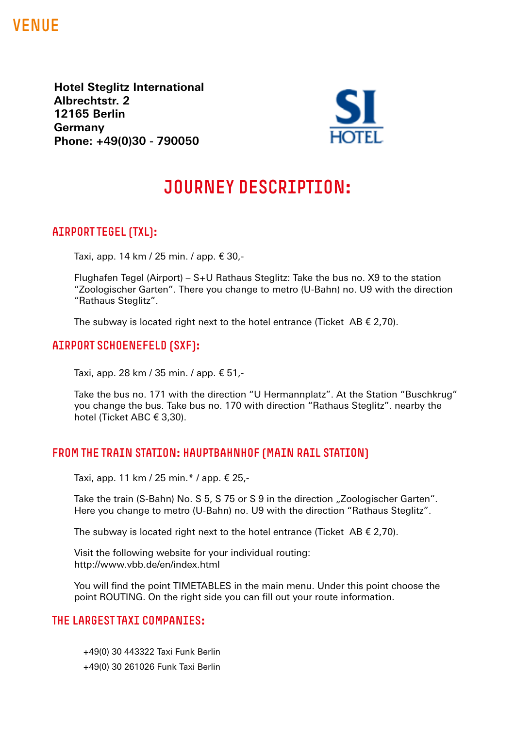# VENUE

**Hotel Steglitz International**
**Albrechtstr. 2**
**12165 Berlin**
**Germany**
**Phone: +49(0)30 - 790050**

SI HOTEL

# JOURNEY DESCRIPTION:

## AIRPORT TEGEL (TXL):

Taxi, app. 14 km / 25 min. / app. € 30,-

Flughafen Tegel (Airport) – S+U Rathaus Steglitz: Take the bus no. X9 to the station "Zoologischer Garten". There you change to metro (U-Bahn) no. U9 with the direction "Rathaus Steglitz".

The subway is located right next to the hotel entrance (Ticket AB € 2,70).

## AIRPORT SCHOENEFELD (SXF):

Taxi, app. 28 km / 35 min. / app. € 51,-

Take the bus no. 171 with the direction "U Hermannplatz". At the Station "Buschkrug" you change the bus. Take bus no. 170 with direction "Rathaus Steglitz". nearby the hotel (Ticket ABC € 3,30).

## FROM THE TRAIN STATION: HAUPTBAHNHOF (MAIN RAIL STATION)

Taxi, app. 11 km / 25 min.* / app. € 25,-

Take the train (S-Bahn) No. S 5, S 75 or S 9 in the direction „Zoologischer Garten". Here you change to metro (U-Bahn) no. U9 with the direction "Rathaus Steglitz".

The subway is located right next to the hotel entrance (Ticket AB € 2,70).

Visit the following website for your individual routing:
http://www.vbb.de/en/index.html

You will find the point TIMETABLES in the main menu. Under this point choose the point ROUTING. On the right side you can fill out your route information.

## THE LARGEST TAXI COMPANIES:

+49(0) 30 443322 Taxi Funk Berlin

+49(0) 30 261026 Funk Taxi Berlin